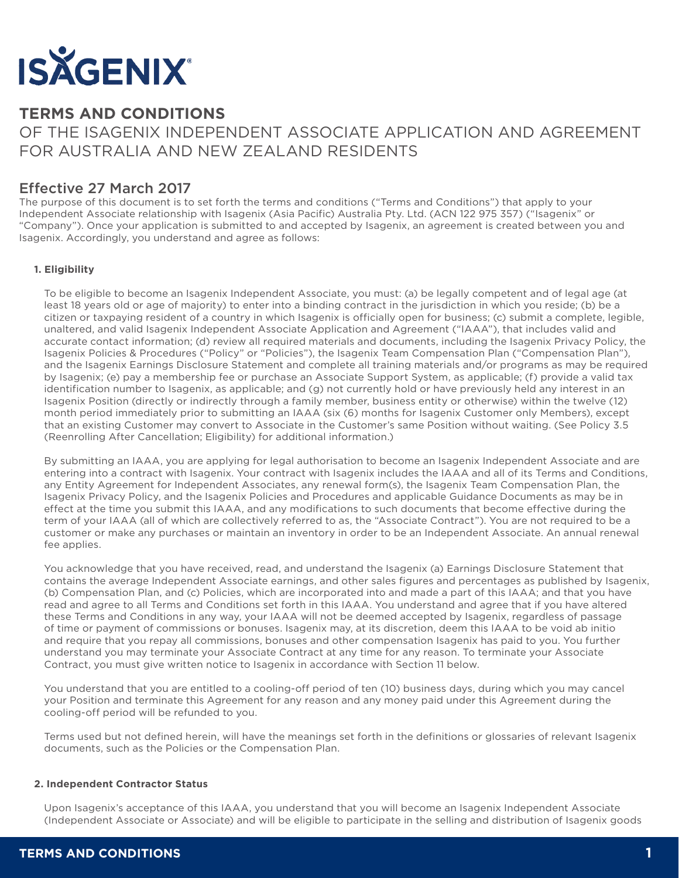# ISAGENIX

## TERMS AND CONDITIONS

OF THE ISAGENIX INDEPENDENT ASSOCIATE APPLICATION AND AGREEMENT FOR AUSTRALIA AND NEW ZEALAND RESIDENTS

## Effective 27 March 2017

The purpose of this document is to set forth the terms and conditions ("Terms and Conditions") that apply to your Independent Associate relationship with Isagenix (Asia Pacific) Australia Pty. Ltd. (ACN 122 975 357) ("Isagenix" or "Company"). Once your application is submitted to and accepted by Isagenix, an agreement is created between you and Isagenix. Accordingly, you understand and agree as follows:

**1. Eligibility**

To be eligible to become an Isagenix Independent Associate, you must: (a) be legally competent and of legal age (at least 18 years old or age of majority) to enter into a binding contract in the jurisdiction in which you reside; (b) be a citizen or taxpaying resident of a country in which Isagenix is officially open for business; (c) submit a complete, legible, unaltered, and valid Isagenix Independent Associate Application and Agreement ("IAAA"), that includes valid and accurate contact information; (d) review all required materials and documents, including the Isagenix Privacy Policy, the Isagenix Policies & Procedures ("Policy" or "Policies"), the Isagenix Team Compensation Plan ("Compensation Plan"), and the Isagenix Earnings Disclosure Statement and complete all training materials and/or programs as may be required by Isagenix; (e) pay a membership fee or purchase an Associate Support System, as applicable; (f) provide a valid tax identification number to Isagenix, as applicable; and (g) not currently hold or have previously held any interest in an Isagenix Position (directly or indirectly through a family member, business entity or otherwise) within the twelve (12) month period immediately prior to submitting an IAAA (six (6) months for Isagenix Customer only Members), except that an existing Customer may convert to Associate in the Customer's same Position without waiting. (See Policy 3.5 (Reenrolling After Cancellation; Eligibility) for additional information.)

By submitting an IAAA, you are applying for legal authorisation to become an Isagenix Independent Associate and are entering into a contract with Isagenix. Your contract with Isagenix includes the IAAA and all of its Terms and Conditions, any Entity Agreement for Independent Associates, any renewal form(s), the Isagenix Team Compensation Plan, the Isagenix Privacy Policy, and the Isagenix Policies and Procedures and applicable Guidance Documents as may be in effect at the time you submit this IAAA, and any modifications to such documents that become effective during the term of your IAAA (all of which are collectively referred to as, the "Associate Contract"). You are not required to be a customer or make any purchases or maintain an inventory in order to be an Independent Associate. An annual renewal fee applies.

You acknowledge that you have received, read, and understand the Isagenix (a) Earnings Disclosure Statement that contains the average Independent Associate earnings, and other sales figures and percentages as published by Isagenix, (b) Compensation Plan, and (c) Policies, which are incorporated into and made a part of this IAAA; and that you have read and agree to all Terms and Conditions set forth in this IAAA. You understand and agree that if you have altered these Terms and Conditions in any way, your IAAA will not be deemed accepted by Isagenix, regardless of passage of time or payment of commissions or bonuses. Isagenix may, at its discretion, deem this IAAA to be void ab initio and require that you repay all commissions, bonuses and other compensation Isagenix has paid to you. You further understand you may terminate your Associate Contract at any time for any reason. To terminate your Associate Contract, you must give written notice to Isagenix in accordance with Section 11 below.

You understand that you are entitled to a cooling-off period of ten (10) business days, during which you may cancel your Position and terminate this Agreement for any reason and any money paid under this Agreement during the cooling-off period will be refunded to you.

Terms used but not defined herein, will have the meanings set forth in the definitions or glossaries of relevant Isagenix documents, such as the Policies or the Compensation Plan.

**2. Independent Contractor Status**

Upon Isagenix's acceptance of this IAAA, you understand that you will become an Isagenix Independent Associate (Independent Associate or Associate) and will be eligible to participate in the selling and distribution of Isagenix goods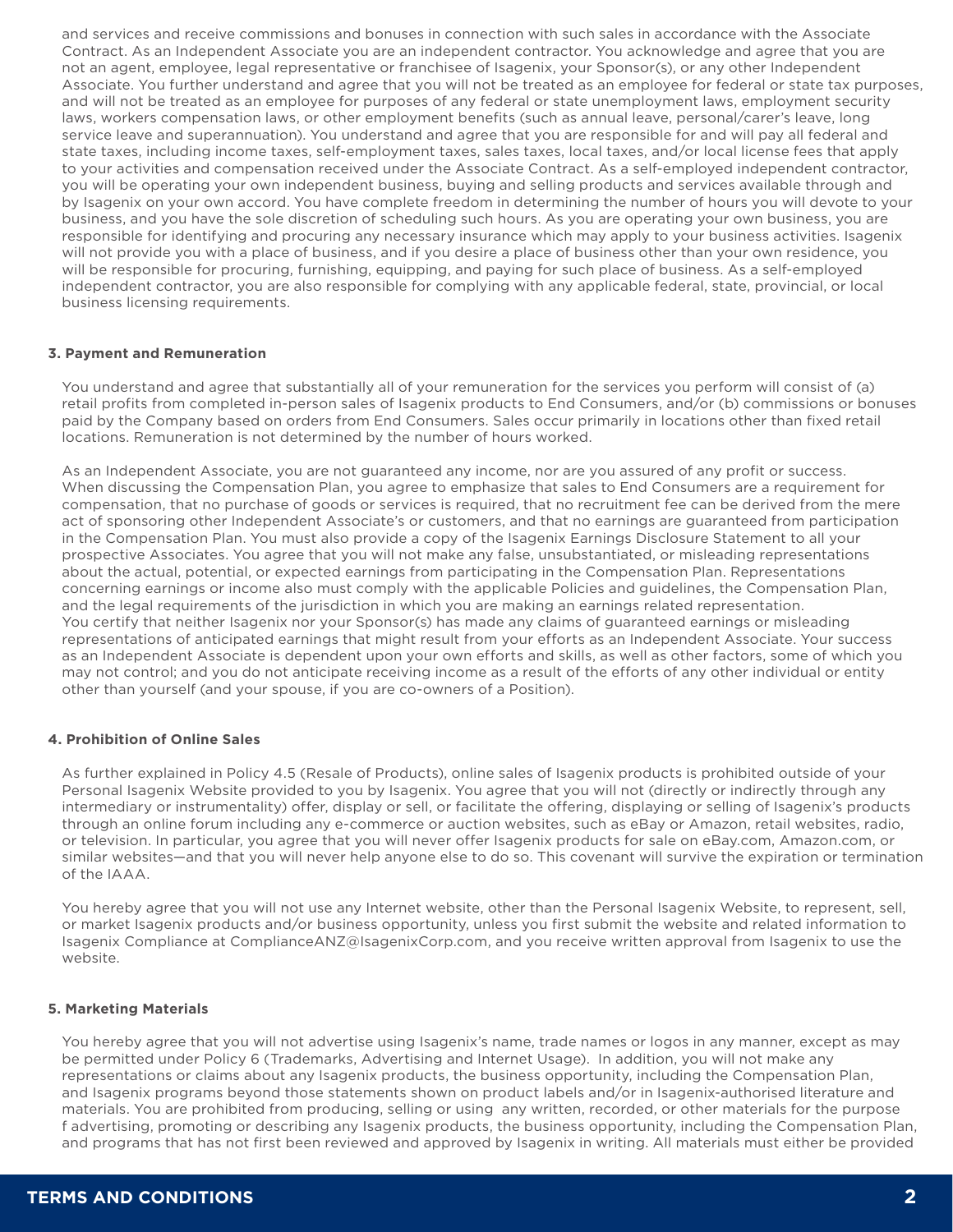and services and receive commissions and bonuses in connection with such sales in accordance with the Associate Contract. As an Independent Associate you are an independent contractor. You acknowledge and agree that you are not an agent, employee, legal representative or franchisee of Isagenix, your Sponsor(s), or any other Independent Associate. You further understand and agree that you will not be treated as an employee for federal or state tax purposes, and will not be treated as an employee for purposes of any federal or state unemployment laws, employment security laws, workers compensation laws, or other employment benefits (such as annual leave, personal/carer's leave, long service leave and superannuation). You understand and agree that you are responsible for and will pay all federal and state taxes, including income taxes, self-employment taxes, sales taxes, local taxes, and/or local license fees that apply to your activities and compensation received under the Associate Contract. As a self-employed independent contractor, you will be operating your own independent business, buying and selling products and services available through and by Isagenix on your own accord. You have complete freedom in determining the number of hours you will devote to your business, and you have the sole discretion of scheduling such hours. As you are operating your own business, you are responsible for identifying and procuring any necessary insurance which may apply to your business activities. Isagenix will not provide you with a place of business, and if you desire a place of business other than your own residence, you will be responsible for procuring, furnishing, equipping, and paying for such place of business. As a self-employed independent contractor, you are also responsible for complying with any applicable federal, state, provincial, or local business licensing requirements.

**3. Payment and Remuneration**

You understand and agree that substantially all of your remuneration for the services you perform will consist of (a) retail profits from completed in-person sales of Isagenix products to End Consumers, and/or (b) commissions or bonuses paid by the Company based on orders from End Consumers. Sales occur primarily in locations other than fixed retail locations. Remuneration is not determined by the number of hours worked.

As an Independent Associate, you are not guaranteed any income, nor are you assured of any profit or success. When discussing the Compensation Plan, you agree to emphasize that sales to End Consumers are a requirement for compensation, that no purchase of goods or services is required, that no recruitment fee can be derived from the mere act of sponsoring other Independent Associate's or customers, and that no earnings are guaranteed from participation in the Compensation Plan. You must also provide a copy of the Isagenix Earnings Disclosure Statement to all your prospective Associates. You agree that you will not make any false, unsubstantiated, or misleading representations about the actual, potential, or expected earnings from participating in the Compensation Plan. Representations concerning earnings or income also must comply with the applicable Policies and guidelines, the Compensation Plan, and the legal requirements of the jurisdiction in which you are making an earnings related representation. You certify that neither Isagenix nor your Sponsor(s) has made any claims of guaranteed earnings or misleading representations of anticipated earnings that might result from your efforts as an Independent Associate. Your success as an Independent Associate is dependent upon your own efforts and skills, as well as other factors, some of which you may not control; and you do not anticipate receiving income as a result of the efforts of any other individual or entity other than yourself (and your spouse, if you are co-owners of a Position).

**4. Prohibition of Online Sales**

As further explained in Policy 4.5 (Resale of Products), online sales of Isagenix products is prohibited outside of your Personal Isagenix Website provided to you by Isagenix. You agree that you will not (directly or indirectly through any intermediary or instrumentality) offer, display or sell, or facilitate the offering, displaying or selling of Isagenix's products through an online forum including any e-commerce or auction websites, such as eBay or Amazon, retail websites, radio, or television. In particular, you agree that you will never offer Isagenix products for sale on eBay.com, Amazon.com, or similar websites—and that you will never help anyone else to do so. This covenant will survive the expiration or termination of the IAAA.

You hereby agree that you will not use any Internet website, other than the Personal Isagenix Website, to represent, sell, or market Isagenix products and/or business opportunity, unless you first submit the website and related information to Isagenix Compliance at ComplianceANZ@IsagenixCorp.com, and you receive written approval from Isagenix to use the website.

**5. Marketing Materials**

You hereby agree that you will not advertise using Isagenix's name, trade names or logos in any manner, except as may be permitted under Policy 6 (Trademarks, Advertising and Internet Usage). In addition, you will not make any representations or claims about any Isagenix products, the business opportunity, including the Compensation Plan, and Isagenix programs beyond those statements shown on product labels and/or in Isagenix-authorised literature and materials. You are prohibited from producing, selling or using any written, recorded, or other materials for the purpose f advertising, promoting or describing any Isagenix products, the business opportunity, including the Compensation Plan, and programs that has not first been reviewed and approved by Isagenix in writing. All materials must either be provided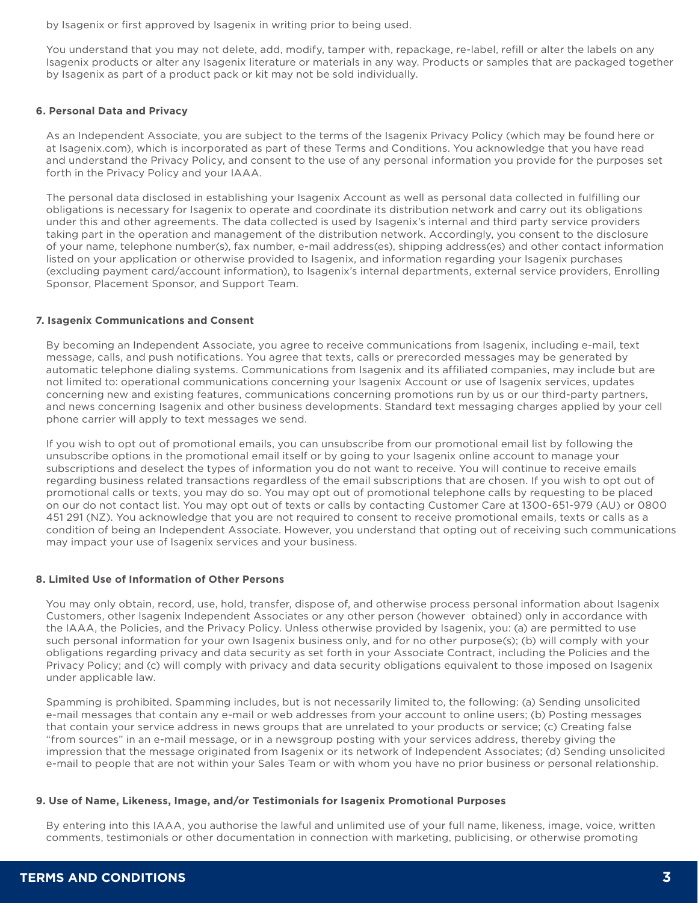by Isagenix or first approved by Isagenix in writing prior to being used.

You understand that you may not delete, add, modify, tamper with, repackage, re-label, refill or alter the labels on any Isagenix products or alter any Isagenix literature or materials in any way. Products or samples that are packaged together by Isagenix as part of a product pack or kit may not be sold individually.

**6. Personal Data and Privacy**

As an Independent Associate, you are subject to the terms of the Isagenix Privacy Policy (which may be found here or at Isagenix.com), which is incorporated as part of these Terms and Conditions. You acknowledge that you have read and understand the Privacy Policy, and consent to the use of any personal information you provide for the purposes set forth in the Privacy Policy and your IAAA.

The personal data disclosed in establishing your Isagenix Account as well as personal data collected in fulfilling our obligations is necessary for Isagenix to operate and coordinate its distribution network and carry out its obligations under this and other agreements. The data collected is used by Isagenix's internal and third party service providers taking part in the operation and management of the distribution network. Accordingly, you consent to the disclosure of your name, telephone number(s), fax number, e-mail address(es), shipping address(es) and other contact information listed on your application or otherwise provided to Isagenix, and information regarding your Isagenix purchases (excluding payment card/account information), to Isagenix's internal departments, external service providers, Enrolling Sponsor, Placement Sponsor, and Support Team.

**7. Isagenix Communications and Consent**

By becoming an Independent Associate, you agree to receive communications from Isagenix, including e-mail, text message, calls, and push notifications. You agree that texts, calls or prerecorded messages may be generated by automatic telephone dialing systems. Communications from Isagenix and its affiliated companies, may include but are not limited to: operational communications concerning your Isagenix Account or use of Isagenix services, updates concerning new and existing features, communications concerning promotions run by us or our third-party partners, and news concerning Isagenix and other business developments. Standard text messaging charges applied by your cell phone carrier will apply to text messages we send.

If you wish to opt out of promotional emails, you can unsubscribe from our promotional email list by following the unsubscribe options in the promotional email itself or by going to your Isagenix online account to manage your subscriptions and deselect the types of information you do not want to receive. You will continue to receive emails regarding business related transactions regardless of the email subscriptions that are chosen. If you wish to opt out of promotional calls or texts, you may do so. You may opt out of promotional telephone calls by requesting to be placed on our do not contact list. You may opt out of texts or calls by contacting Customer Care at 1300-651-979 (AU) or 0800 451 291 (NZ). You acknowledge that you are not required to consent to receive promotional emails, texts or calls as a condition of being an Independent Associate. However, you understand that opting out of receiving such communications may impact your use of Isagenix services and your business.

**8. Limited Use of Information of Other Persons**

You may only obtain, record, use, hold, transfer, dispose of, and otherwise process personal information about Isagenix Customers, other Isagenix Independent Associates or any other person (however obtained) only in accordance with the IAAA, the Policies, and the Privacy Policy. Unless otherwise provided by Isagenix, you: (a) are permitted to use such personal information for your own Isagenix business only, and for no other purpose(s); (b) will comply with your obligations regarding privacy and data security as set forth in your Associate Contract, including the Policies and the Privacy Policy; and (c) will comply with privacy and data security obligations equivalent to those imposed on Isagenix under applicable law.

Spamming is prohibited. Spamming includes, but is not necessarily limited to, the following: (a) Sending unsolicited e-mail messages that contain any e-mail or web addresses from your account to online users; (b) Posting messages that contain your service address in news groups that are unrelated to your products or service; (c) Creating false "from sources" in an e-mail message, or in a newsgroup posting with your services address, thereby giving the impression that the message originated from Isagenix or its network of Independent Associates; (d) Sending unsolicited e-mail to people that are not within your Sales Team or with whom you have no prior business or personal relationship.

**9. Use of Name, Likeness, Image, and/or Testimonials for Isagenix Promotional Purposes**

By entering into this IAAA, you authorise the lawful and unlimited use of your full name, likeness, image, voice, written comments, testimonials or other documentation in connection with marketing, publicising, or otherwise promoting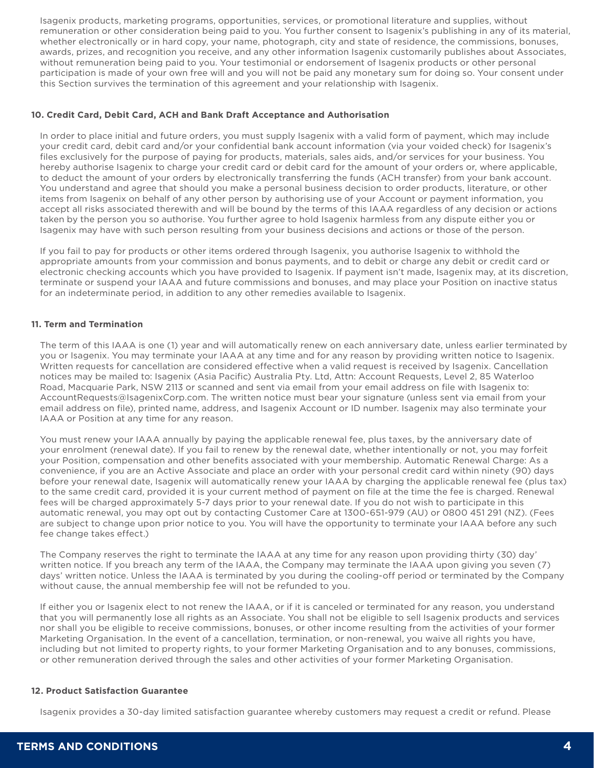Isagenix products, marketing programs, opportunities, services, or promotional literature and supplies, without remuneration or other consideration being paid to you. You further consent to Isagenix's publishing in any of its material, whether electronically or in hard copy, your name, photograph, city and state of residence, the commissions, bonuses, awards, prizes, and recognition you receive, and any other information Isagenix customarily publishes about Associates, without remuneration being paid to you. Your testimonial or endorsement of Isagenix products or other personal participation is made of your own free will and you will not be paid any monetary sum for doing so. Your consent under this Section survives the termination of this agreement and your relationship with Isagenix.

### 10. Credit Card, Debit Card, ACH and Bank Draft Acceptance and Authorisation

In order to place initial and future orders, you must supply Isagenix with a valid form of payment, which may include your credit card, debit card and/or your confidential bank account information (via your voided check) for Isagenix's files exclusively for the purpose of paying for products, materials, sales aids, and/or services for your business. You hereby authorise Isagenix to charge your credit card or debit card for the amount of your orders or, where applicable, to deduct the amount of your orders by electronically transferring the funds (ACH transfer) from your bank account. You understand and agree that should you make a personal business decision to order products, literature, or other items from Isagenix on behalf of any other person by authorising use of your Account or payment information, you accept all risks associated therewith and will be bound by the terms of this IAAA regardless of any decision or actions taken by the person you so authorise. You further agree to hold Isagenix harmless from any dispute either you or Isagenix may have with such person resulting from your business decisions and actions or those of the person.

If you fail to pay for products or other items ordered through Isagenix, you authorise Isagenix to withhold the appropriate amounts from your commission and bonus payments, and to debit or charge any debit or credit card or electronic checking accounts which you have provided to Isagenix. If payment isn't made, Isagenix may, at its discretion, terminate or suspend your IAAA and future commissions and bonuses, and may place your Position on inactive status for an indeterminate period, in addition to any other remedies available to Isagenix.

### 11. Term and Termination

The term of this IAAA is one (1) year and will automatically renew on each anniversary date, unless earlier terminated by you or Isagenix. You may terminate your IAAA at any time and for any reason by providing written notice to Isagenix. Written requests for cancellation are considered effective when a valid request is received by Isagenix. Cancellation notices may be mailed to: Isagenix (Asia Pacific) Australia Pty. Ltd, Attn: Account Requests, Level 2, 85 Waterloo Road, Macquarie Park, NSW 2113 or scanned and sent via email from your email address on file with Isagenix to: AccountRequests@IsagenixCorp.com. The written notice must bear your signature (unless sent via email from your email address on file), printed name, address, and Isagenix Account or ID number. Isagenix may also terminate your IAAA or Position at any time for any reason.

You must renew your IAAA annually by paying the applicable renewal fee, plus taxes, by the anniversary date of your enrolment (renewal date). If you fail to renew by the renewal date, whether intentionally or not, you may forfeit your Position, compensation and other benefits associated with your membership. Automatic Renewal Charge: As a convenience, if you are an Active Associate and place an order with your personal credit card within ninety (90) days before your renewal date, Isagenix will automatically renew your IAAA by charging the applicable renewal fee (plus tax) to the same credit card, provided it is your current method of payment on file at the time the fee is charged. Renewal fees will be charged approximately 5-7 days prior to your renewal date. If you do not wish to participate in this automatic renewal, you may opt out by contacting Customer Care at 1300-651-979 (AU) or 0800 451 291 (NZ). (Fees are subject to change upon prior notice to you. You will have the opportunity to terminate your IAAA before any such fee change takes effect.)

The Company reserves the right to terminate the IAAA at any time for any reason upon providing thirty (30) day' written notice. If you breach any term of the IAAA, the Company may terminate the IAAA upon giving you seven (7) days' written notice. Unless the IAAA is terminated by you during the cooling-off period or terminated by the Company without cause, the annual membership fee will not be refunded to you.

If either you or Isagenix elect to not renew the IAAA, or if it is canceled or terminated for any reason, you understand that you will permanently lose all rights as an Associate. You shall not be eligible to sell Isagenix products and services nor shall you be eligible to receive commissions, bonuses, or other income resulting from the activities of your former Marketing Organisation. In the event of a cancellation, termination, or non-renewal, you waive all rights you have, including but not limited to property rights, to your former Marketing Organisation and to any bonuses, commissions, or other remuneration derived through the sales and other activities of your former Marketing Organisation.

### 12. Product Satisfaction Guarantee

Isagenix provides a 30-day limited satisfaction guarantee whereby customers may request a credit or refund. Please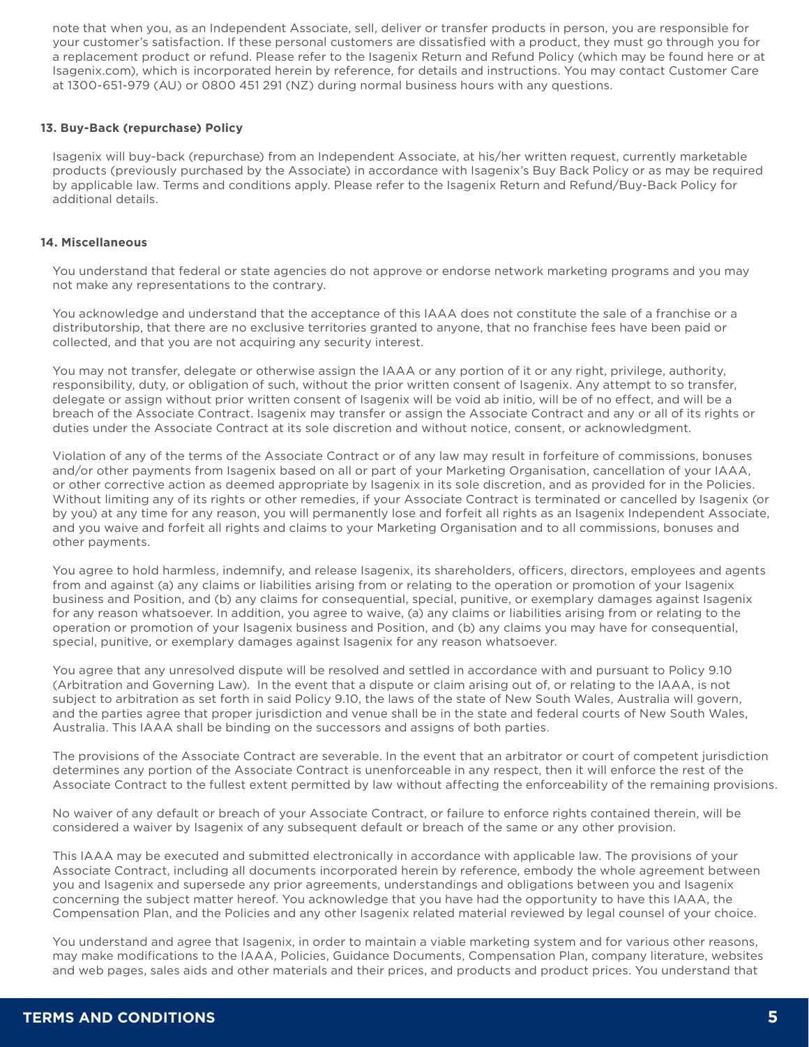note that when you, as an Independent Associate, sell, deliver or transfer products in person, you are responsible for your customer's satisfaction. If these personal customers are dissatisfied with a product, they must go through you for a replacement product or refund. Please refer to the Isagenix Return and Refund Policy (which may be found here or at Isagenix.com), which is incorporated herein by reference, for details and instructions. You may contact Customer Care at 1300-651-979 (AU) or 0800 451 291 (NZ) during normal business hours with any questions.

**13. Buy-Back (repurchase) Policy**

Isagenix will buy-back (repurchase) from an Independent Associate, at his/her written request, currently marketable products (previously purchased by the Associate) in accordance with Isagenix's Buy Back Policy or as may be required by applicable law. Terms and conditions apply. Please refer to the Isagenix Return and Refund/Buy-Back Policy for additional details.

**14. Miscellaneous**

You understand that federal or state agencies do not approve or endorse network marketing programs and you may not make any representations to the contrary.

You acknowledge and understand that the acceptance of this IAAA does not constitute the sale of a franchise or a distributorship, that there are no exclusive territories granted to anyone, that no franchise fees have been paid or collected, and that you are not acquiring any security interest.

You may not transfer, delegate or otherwise assign the IAAA or any portion of it or any right, privilege, authority, responsibility, duty, or obligation of such, without the prior written consent of Isagenix. Any attempt to so transfer, delegate or assign without prior written consent of Isagenix will be void ab initio, will be of no effect, and will be a breach of the Associate Contract. Isagenix may transfer or assign the Associate Contract and any or all of its rights or duties under the Associate Contract at its sole discretion and without notice, consent, or acknowledgment.

Violation of any of the terms of the Associate Contract or of any law may result in forfeiture of commissions, bonuses and/or other payments from Isagenix based on all or part of your Marketing Organisation, cancellation of your IAAA, or other corrective action as deemed appropriate by Isagenix in its sole discretion, and as provided for in the Policies. Without limiting any of its rights or other remedies, if your Associate Contract is terminated or cancelled by Isagenix (or by you) at any time for any reason, you will permanently lose and forfeit all rights as an Isagenix Independent Associate, and you waive and forfeit all rights and claims to your Marketing Organisation and to all commissions, bonuses and other payments.

You agree to hold harmless, indemnify, and release Isagenix, its shareholders, officers, directors, employees and agents from and against (a) any claims or liabilities arising from or relating to the operation or promotion of your Isagenix business and Position, and (b) any claims for consequential, special, punitive, or exemplary damages against Isagenix for any reason whatsoever. In addition, you agree to waive, (a) any claims or liabilities arising from or relating to the operation or promotion of your Isagenix business and Position, and (b) any claims you may have for consequential, special, punitive, or exemplary damages against Isagenix for any reason whatsoever.

You agree that any unresolved dispute will be resolved and settled in accordance with and pursuant to Policy 9.10 (Arbitration and Governing Law). In the event that a dispute or claim arising out of, or relating to the IAAA, is not subject to arbitration as set forth in said Policy 9.10, the laws of the state of New South Wales, Australia will govern, and the parties agree that proper jurisdiction and venue shall be in the state and federal courts of New South Wales, Australia. This IAAA shall be binding on the successors and assigns of both parties.

The provisions of the Associate Contract are severable. In the event that an arbitrator or court of competent jurisdiction determines any portion of the Associate Contract is unenforceable in any respect, then it will enforce the rest of the Associate Contract to the fullest extent permitted by law without affecting the enforceability of the remaining provisions.

No waiver of any default or breach of your Associate Contract, or failure to enforce rights contained therein, will be considered a waiver by Isagenix of any subsequent default or breach of the same or any other provision.

This IAAA may be executed and submitted electronically in accordance with applicable law. The provisions of your Associate Contract, including all documents incorporated herein by reference, embody the whole agreement between you and Isagenix and supersede any prior agreements, understandings and obligations between you and Isagenix concerning the subject matter hereof. You acknowledge that you have had the opportunity to have this IAAA, the Compensation Plan, and the Policies and any other Isagenix related material reviewed by legal counsel of your choice.

You understand and agree that Isagenix, in order to maintain a viable marketing system and for various other reasons, may make modifications to the IAAA, Policies, Guidance Documents, Compensation Plan, company literature, websites and web pages, sales aids and other materials and their prices, and products and product prices. You understand that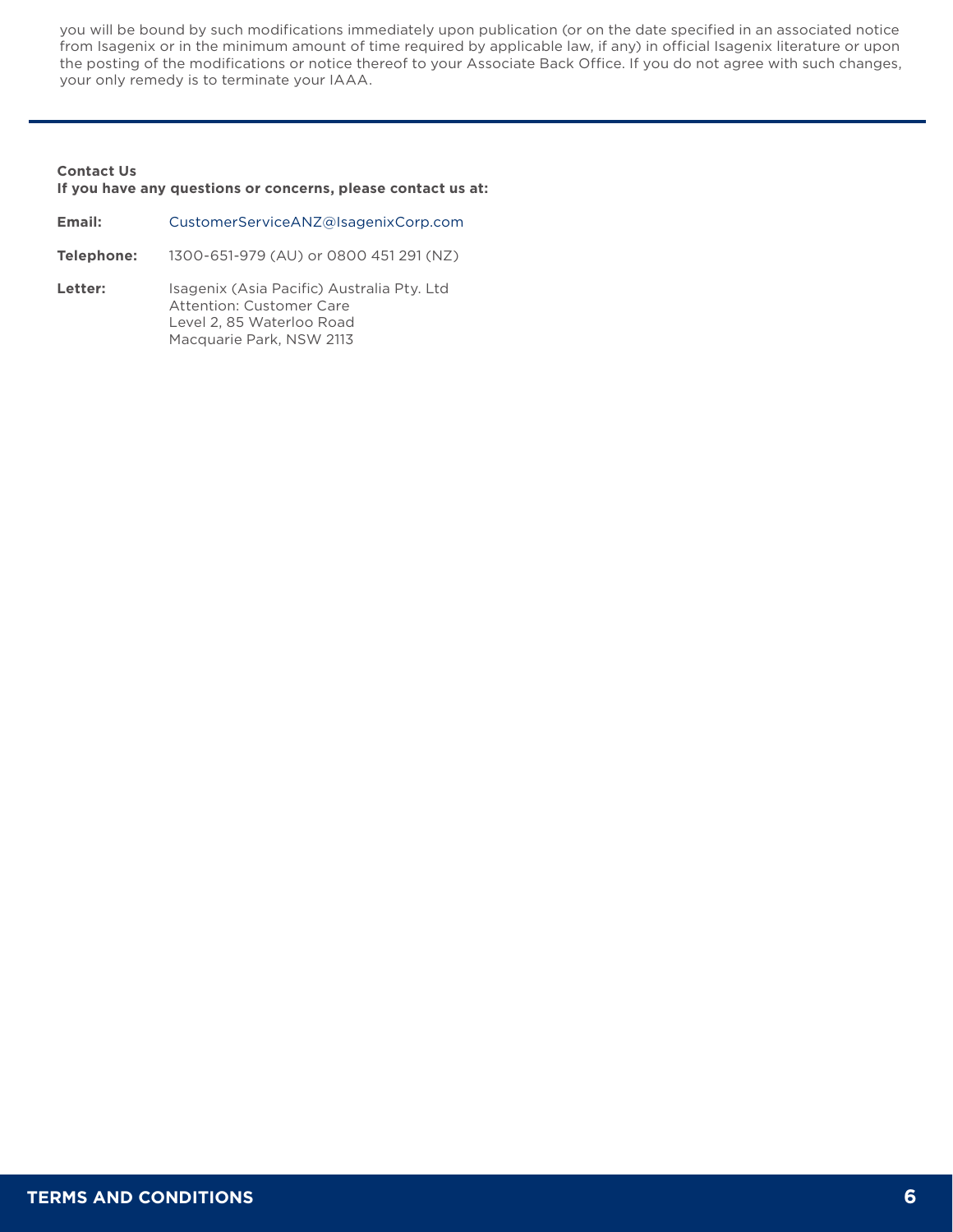you will be bound by such modifications immediately upon publication (or on the date specified in an associated notice from Isagenix or in the minimum amount of time required by applicable law, if any) in official Isagenix literature or upon the posting of the modifications or notice thereof to your Associate Back Office. If you do not agree with such changes, your only remedy is to terminate your IAAA.

---

**Contact Us**
**If you have any questions or concerns, please contact us at:**

**Email:** CustomerServiceANZ@IsagenixCorp.com

**Telephone:** 1300-651-979 (AU) or 0800 451 291 (NZ)

**Letter:** Isagenix (Asia Pacific) Australia Pty. Ltd
Attention: Customer Care
Level 2, 85 Waterloo Road
Macquarie Park, NSW 2113